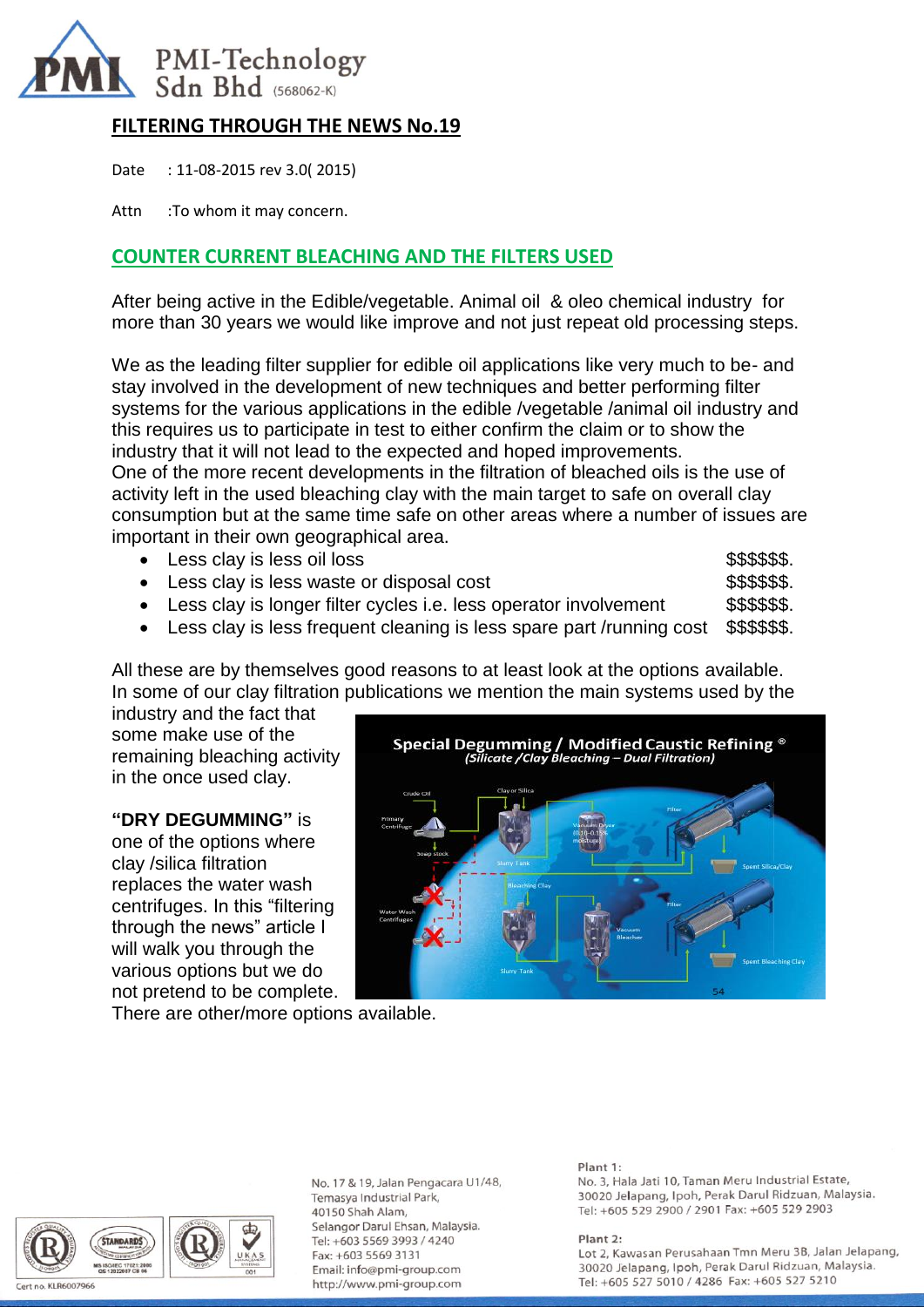PMI-Technology Sdn Bhd (568062-K)

## FILTERING THROUGH THE NEWS No.19

Date : 11-08-2015 rev 3.0( 2015)

Attn :To whom it may concern.

### COUNTER CURRENT BLEACHING AND THE FILTERS USED

After being active in the Edible/vegetable. Animal oil & oleo chemical industry for more than 30 years we would like improve and not just repeat old processing steps.

We as the leading filter supplier for edible oil applications like very much to be- and stay involved in the development of new techniques and better performing filter systems for the various applications in the edible /vegetable /animal oil industry and this requires us to participate in test to either confirm the claim or to show the industry that it will not lead to the expected and hoped improvements.
One of the more recent developments in the filtration of bleached oils is the use of activity left in the used bleaching clay with the main target to safe on overall clay consumption but at the same time safe on other areas where a number of issues are important in their own geographical area.

- Less clay is less oil loss $$$$$$.
- Less clay is less waste or disposal cost $$$$$$.
- Less clay is longer filter cycles i.e. less operator involvement $$$$$$.
- Less clay is less frequent cleaning is less spare part /running cost $$$$$$.

All these are by themselves good reasons to at least look at the options available. In some of our clay filtration publications we mention the main systems used by the industry and the fact that some make use of the remaining bleaching activity in the once used clay.

**"DRY DEGUMMING"** is one of the options where clay /silica filtration replaces the water wash centrifuges. In this "filtering through the news" article I will walk you through the various options but we do not pretend to be complete. There are other/more options available.

No. 17 & 19, Jalan Pengacara U1/48, Temasya Industrial Park, 40150 Shah Alam, Selangor Darul Ehsan, Malaysia. Tel: +603 5569 3993 / 4240 Fax: +603 5569 3131 Email: info@pmi-group.com http://www.pmi-group.com

Plant 1: No. 3, Hala Jati 10, Taman Meru Industrial Estate, 30020 Jelapang, Ipoh, Perak Darul Ridzuan, Malaysia. Tel: +605 529 2900 / 2901 Fax: +605 529 2903

Plant 2: Lot 2, Kawasan Perusahaan Tmn Meru 3B, Jalan Jelapang, 30020 Jelapang, Ipoh, Perak Darul Ridzuan, Malaysia. Tel: +605 527 5010 / 4286 Fax: +605 527 5210

Cert no. KLR6007966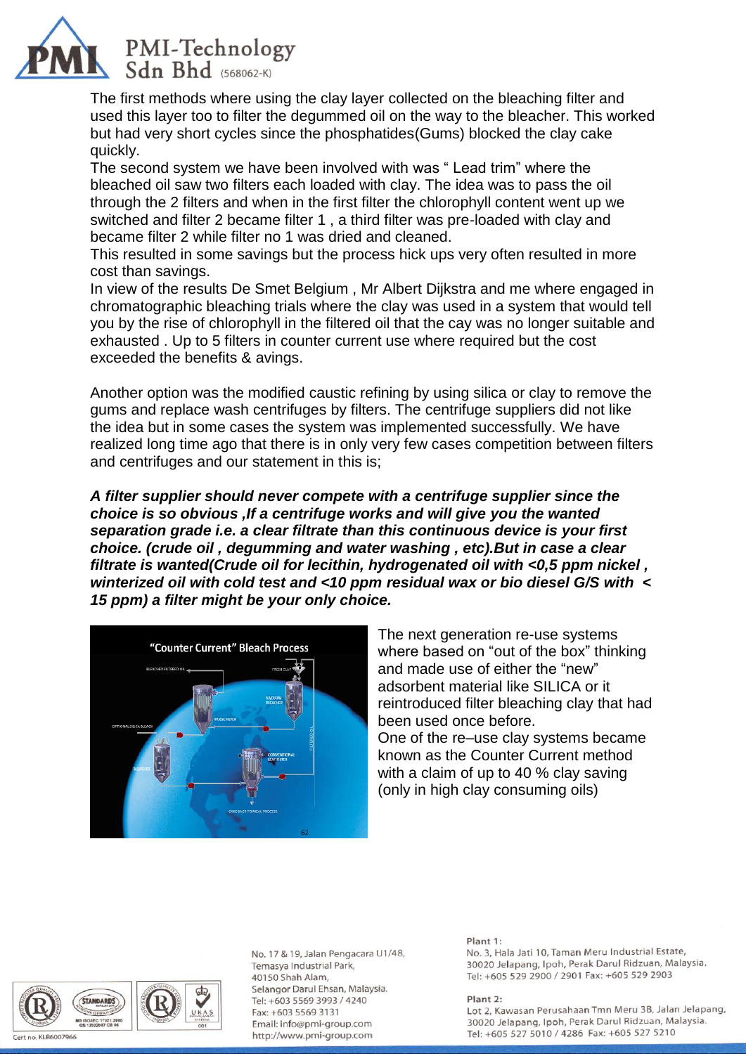The first methods where using the clay layer collected on the bleaching filter and used this layer too to filter the degummed oil on the way to the bleacher. This worked but had very short cycles since the phosphatides(Gums) blocked the clay cake quickly.

The second system we have been involved with was " Lead trim" where the bleached oil saw two filters each loaded with clay. The idea was to pass the oil through the 2 filters and when in the first filter the chlorophyll content went up we switched and filter 2 became filter 1 , a third filter was pre-loaded with clay and became filter 2 while filter no 1 was dried and cleaned.

This resulted in some savings but the process hick ups very often resulted in more cost than savings.

In view of the results De Smet Belgium , Mr Albert Dijkstra and me where engaged in chromatographic bleaching trials where the clay was used in a system that would tell you by the rise of chlorophyll in the filtered oil that the cay was no longer suitable and exhausted . Up to 5 filters in counter current use where required but the cost exceeded the benefits & avings.

Another option was the modified caustic refining by using silica or clay to remove the gums and replace wash centrifuges by filters. The centrifuge suppliers did not like the idea but in some cases the system was implemented successfully. We have realized long time ago that there is in only very few cases competition between filters and centrifuges and our statement in this is;

***A filter supplier should never compete with a centrifuge supplier since the choice is so obvious ,If a centrifuge works and will give you the wanted separation grade i.e. a clear filtrate than this continuous device is your first choice. (crude oil , degumming and water washing , etc).But in case a clear filtrate is wanted(Crude oil for lecithin, hydrogenated oil with <0,5 ppm nickel , winterized oil with cold test and <10 ppm residual wax or bio diesel G/S with < 15 ppm) a filter might be your only choice.***

The next generation re-use systems where based on "out of the box" thinking and made use of either the "new" adsorbent material like SILICA or it reintroduced filter bleaching clay that had been used once before.

One of the re–use clay systems became known as the Counter Current method with a claim of up to 40 % clay saving (only in high clay consuming oils)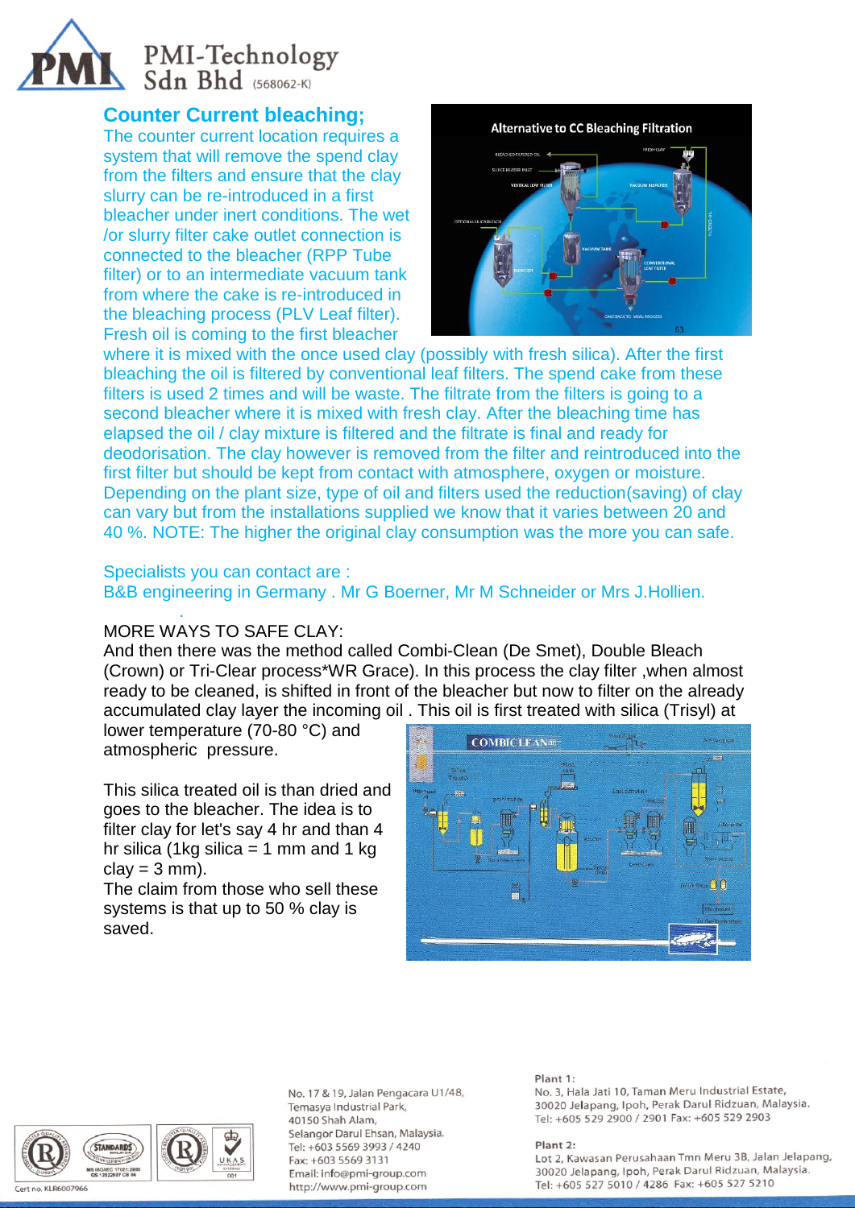## Counter Current bleaching;

The counter current location requires a system that will remove the spend clay from the filters and ensure that the clay slurry can be re-introduced in a first bleacher under inert conditions. The wet /or slurry filter cake outlet connection is connected to the bleacher (RPP Tube filter) or to an intermediate vacuum tank from where the cake is re-introduced in the bleaching process (PLV Leaf filter). Fresh oil is coming to the first bleacher where it is mixed with the once used clay (possibly with fresh silica). After the first bleaching the oil is filtered by conventional leaf filters. The spend cake from these filters is used 2 times and will be waste. The filtrate from the filters is going to a second bleacher where it is mixed with fresh clay. After the bleaching time has elapsed the oil / clay mixture is filtered and the filtrate is final and ready for deodorisation. The clay however is removed from the filter and reintroduced into the first filter but should be kept from contact with atmosphere, oxygen or moisture. Depending on the plant size, type of oil and filters used the reduction(saving) of clay can vary but from the installations supplied we know that it varies between 20 and 40 %. NOTE: The higher the original clay consumption was the more you can safe.

Specialists you can contact are :
B&B engineering in Germany . Mr G Boerner, Mr M Schneider or Mrs J.Hollien.

MORE WAYS TO SAFE CLAY:
And then there was the method called Combi-Clean (De Smet), Double Bleach (Crown) or Tri-Clear process*WR Grace). In this process the clay filter ,when almost ready to be cleaned, is shifted in front of the bleacher but now to filter on the already accumulated clay layer the incoming oil . This oil is first treated with silica (Trisyl) at lower temperature (70-80 °C) and atmospheric pressure.

This silica treated oil is than dried and goes to the bleacher. The idea is to filter clay for let's say 4 hr and than 4 hr silica (1kg silica = 1 mm and 1 kg clay = 3 mm).
The claim from those who sell these systems is that up to 50 % clay is saved.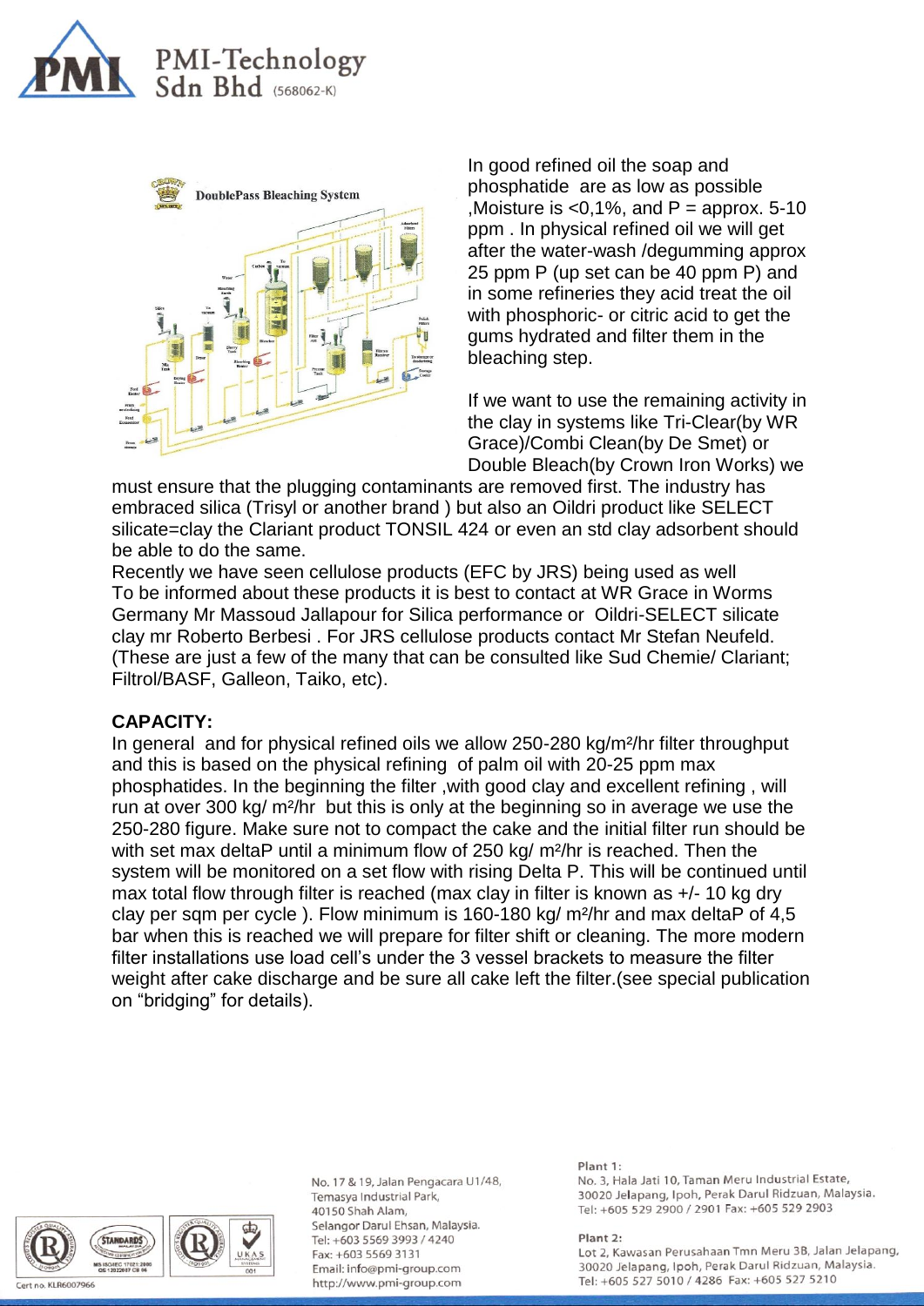In good refined oil the soap and phosphatide are as low as possible ,Moisture is <0,1%, and P = approx. 5-10 ppm . In physical refined oil we will get after the water-wash /degumming approx 25 ppm P (up set can be 40 ppm P) and in some refineries they acid treat the oil with phosphoric- or citric acid to get the gums hydrated and filter them in the bleaching step.

If we want to use the remaining activity in the clay in systems like Tri-Clear(by WR Grace)/Combi Clean(by De Smet) or Double Bleach(by Crown Iron Works) we must ensure that the plugging contaminants are removed first. The industry has embraced silica (Trisyl or another brand ) but also an Oildri product like SELECT silicate=clay the Clariant product TONSIL 424 or even an std clay adsorbent should be able to do the same.

Recently we have seen cellulose products (EFC by JRS) being used as well

To be informed about these products it is best to contact at WR Grace in Worms Germany Mr Massoud Jallapour for Silica performance or Oildri-SELECT silicate clay mr Roberto Berbesi . For JRS cellulose products contact Mr Stefan Neufeld. (These are just a few of the many that can be consulted like Sud Chemie/ Clariant; Filtrol/BASF, Galleon, Taiko, etc).

**CAPACITY:**

In general and for physical refined oils we allow 250-280 kg/m²/hr filter throughput and this is based on the physical refining of palm oil with 20-25 ppm max phosphatides. In the beginning the filter ,with good clay and excellent refining , will run at over 300 kg/ m²/hr but this is only at the beginning so in average we use the 250-280 figure. Make sure not to compact the cake and the initial filter run should be with set max deltaP until a minimum flow of 250 kg/ m²/hr is reached. Then the system will be monitored on a set flow with rising Delta P. This will be continued until max total flow through filter is reached (max clay in filter is known as +/- 10 kg dry clay per sqm per cycle ). Flow minimum is 160-180 kg/ m²/hr and max deltaP of 4,5 bar when this is reached we will prepare for filter shift or cleaning. The more modern filter installations use load cell's under the 3 vessel brackets to measure the filter weight after cake discharge and be sure all cake left the filter.(see special publication on "bridging" for details).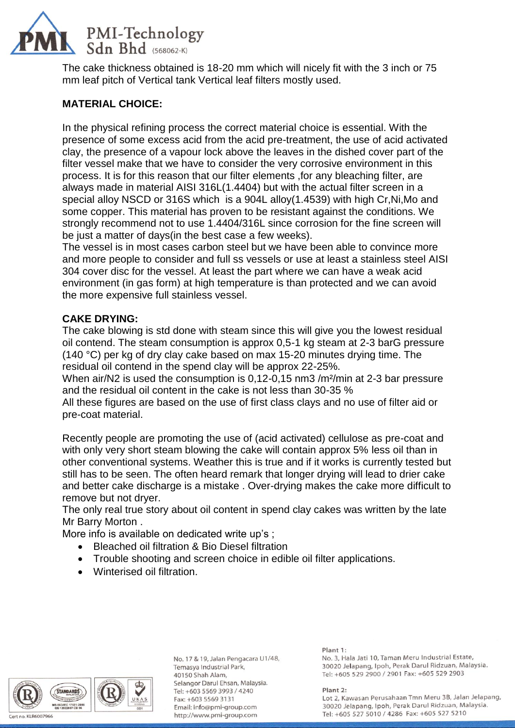The cake thickness obtained is 18-20 mm which will nicely fit with the 3 inch or 75 mm leaf pitch of Vertical tank Vertical leaf filters mostly used.

**MATERIAL CHOICE:**

In the physical refining process the correct material choice is essential. With the presence of some excess acid from the acid pre-treatment, the use of acid activated clay, the presence of a vapour lock above the leaves in the dished cover part of the filter vessel make that we have to consider the very corrosive environment in this process. It is for this reason that our filter elements ,for any bleaching filter, are always made in material AISI 316L(1.4404) but with the actual filter screen in a special alloy NSCD or 316S which is a 904L alloy(1.4539) with high Cr,Ni,Mo and some copper. This material has proven to be resistant against the conditions. We strongly recommend not to use 1.4404/316L since corrosion for the fine screen will be just a matter of days(in the best case a few weeks).
The vessel is in most cases carbon steel but we have been able to convince more and more people to consider and full ss vessels or use at least a stainless steel AISI 304 cover disc for the vessel. At least the part where we can have a weak acid environment (in gas form) at high temperature is than protected and we can avoid the more expensive full stainless vessel.

**CAKE DRYING:**

The cake blowing is std done with steam since this will give you the lowest residual oil contend. The steam consumption is approx 0,5-1 kg steam at 2-3 barG pressure (140 °C) per kg of dry clay cake based on max 15-20 minutes drying time. The residual oil contend in the spend clay will be approx 22-25%.
When air/N2 is used the consumption is 0,12-0,15 nm3 /m²/min at 2-3 bar pressure and the residual oil content in the cake is not less than 30-35 %
All these figures are based on the use of first class clays and no use of filter aid or pre-coat material.

Recently people are promoting the use of (acid activated) cellulose as pre-coat and with only very short steam blowing the cake will contain approx 5% less oil than in other conventional systems. Weather this is true and if it works is currently tested but still has to be seen. The often heard remark that longer drying will lead to drier cake and better cake discharge is a mistake . Over-drying makes the cake more difficult to remove but not dryer.
The only real true story about oil content in spend clay cakes was written by the late Mr Barry Morton .
More info is available on dedicated write up's ;

- Bleached oil filtration & Bio Diesel filtration
- Trouble shooting and screen choice in edible oil filter applications.
- Winterised oil filtration.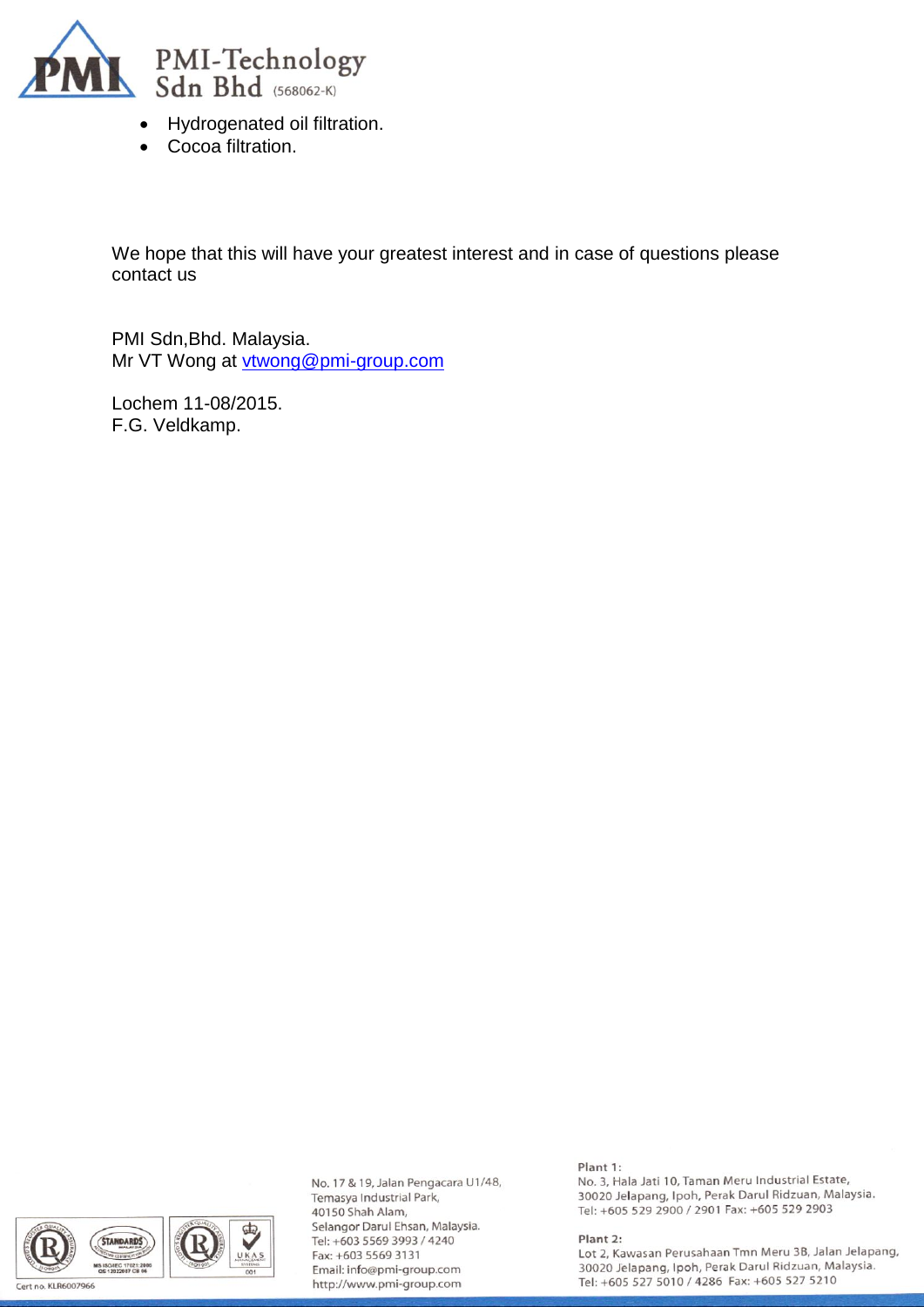- Hydrogenated oil filtration.
- Cocoa filtration.

We hope that this will have your greatest interest and in case of questions please contact us

PMI Sdn,Bhd. Malaysia.
Mr VT Wong at vtwong@pmi-group.com

Lochem 11-08/2015.
F.G. Veldkamp.